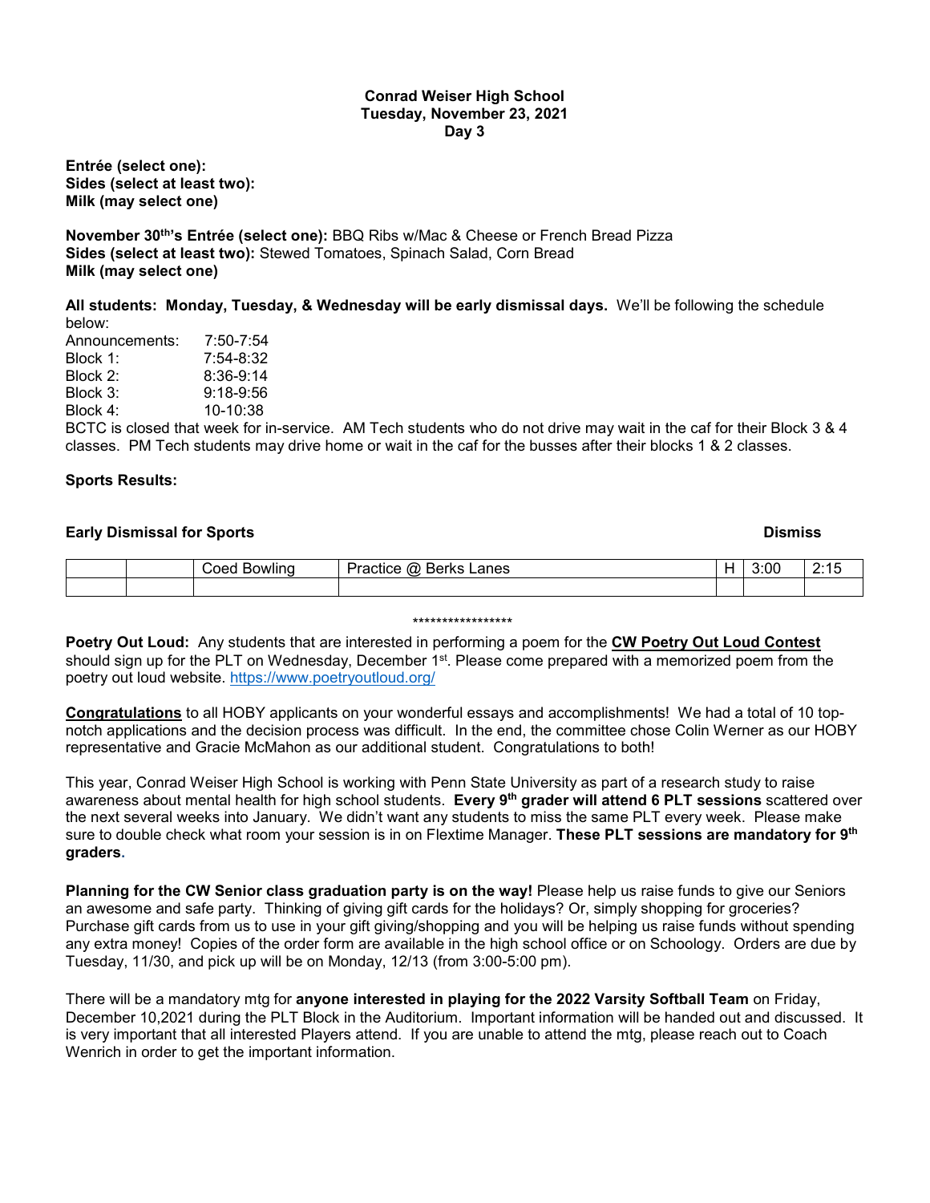**Conrad Weiser High School**
**Tuesday, November 23, 2021**
**Day 3**

**Entrée (select one):**
**Sides (select at least two):**
**Milk (may select one)**

**November 30th's Entrée (select one):** BBQ Ribs w/Mac & Cheese or French Bread Pizza
**Sides (select at least two):** Stewed Tomatoes, Spinach Salad, Corn Bread
**Milk (may select one)**

**All students: Monday, Tuesday, & Wednesday will be early dismissal days.** We'll be following the schedule below:

Announcements: 7:50-7:54
Block 1: 7:54-8:32
Block 2: 8:36-9:14
Block 3: 9:18-9:56
Block 4: 10-10:38

BCTC is closed that week for in-service. AM Tech students who do not drive may wait in the caf for their Block 3 & 4 classes. PM Tech students may drive home or wait in the caf for the busses after their blocks 1 & 2 classes.

**Sports Results:**

**Early Dismissal for Sports** **Dismiss**

| | | | | | | |
|---|---|---|---|---|---|---|
| | | Coed Bowling | Practice @ Berks Lanes | H | 3:00 | 2:15 |
| | | | | | | |

*****************

**Poetry Out Loud:** Any students that are interested in performing a poem for the **CW Poetry Out Loud Contest** should sign up for the PLT on Wednesday, December 1st. Please come prepared with a memorized poem from the poetry out loud website. https://www.poetryoutloud.org/

**Congratulations** to all HOBY applicants on your wonderful essays and accomplishments! We had a total of 10 top-notch applications and the decision process was difficult. In the end, the committee chose Colin Werner as our HOBY representative and Gracie McMahon as our additional student. Congratulations to both!

This year, Conrad Weiser High School is working with Penn State University as part of a research study to raise awareness about mental health for high school students. **Every 9th grader will attend 6 PLT sessions** scattered over the next several weeks into January. We didn't want any students to miss the same PLT every week. Please make sure to double check what room your session is in on Flextime Manager. **These PLT sessions are mandatory for 9th graders.**

**Planning for the CW Senior class graduation party is on the way!** Please help us raise funds to give our Seniors an awesome and safe party. Thinking of giving gift cards for the holidays? Or, simply shopping for groceries? Purchase gift cards from us to use in your gift giving/shopping and you will be helping us raise funds without spending any extra money! Copies of the order form are available in the high school office or on Schoology. Orders are due by Tuesday, 11/30, and pick up will be on Monday, 12/13 (from 3:00-5:00 pm).

There will be a mandatory mtg for **anyone interested in playing for the 2022 Varsity Softball Team** on Friday, December 10,2021 during the PLT Block in the Auditorium. Important information will be handed out and discussed. It is very important that all interested Players attend. If you are unable to attend the mtg, please reach out to Coach Wenrich in order to get the important information.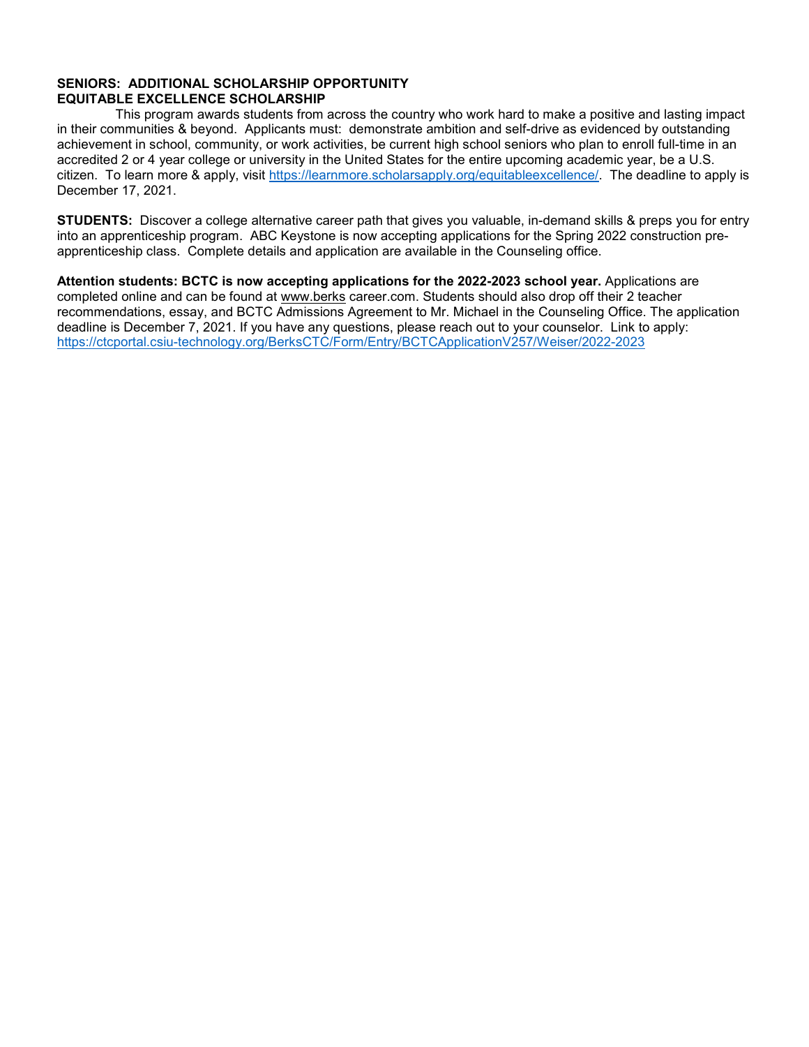**SENIORS: ADDITIONAL SCHOLARSHIP OPPORTUNITY**
**EQUITABLE EXCELLENCE SCHOLARSHIP**

This program awards students from across the country who work hard to make a positive and lasting impact in their communities & beyond. Applicants must: demonstrate ambition and self-drive as evidenced by outstanding achievement in school, community, or work activities, be current high school seniors who plan to enroll full-time in an accredited 2 or 4 year college or university in the United States for the entire upcoming academic year, be a U.S. citizen. To learn more & apply, visit https://learnmore.scholarsapply.org/equitableexcellence/. The deadline to apply is December 17, 2021.

**STUDENTS:** Discover a college alternative career path that gives you valuable, in-demand skills & preps you for entry into an apprenticeship program. ABC Keystone is now accepting applications for the Spring 2022 construction pre-apprenticeship class. Complete details and application are available in the Counseling office.

**Attention students: BCTC is now accepting applications for the 2022-2023 school year.** Applications are completed online and can be found at www.berks career.com. Students should also drop off their 2 teacher recommendations, essay, and BCTC Admissions Agreement to Mr. Michael in the Counseling Office. The application deadline is December 7, 2021. If you have any questions, please reach out to your counselor. Link to apply: https://ctcportal.csiu-technology.org/BerksCTC/Form/Entry/BCTCApplicationV257/Weiser/2022-2023